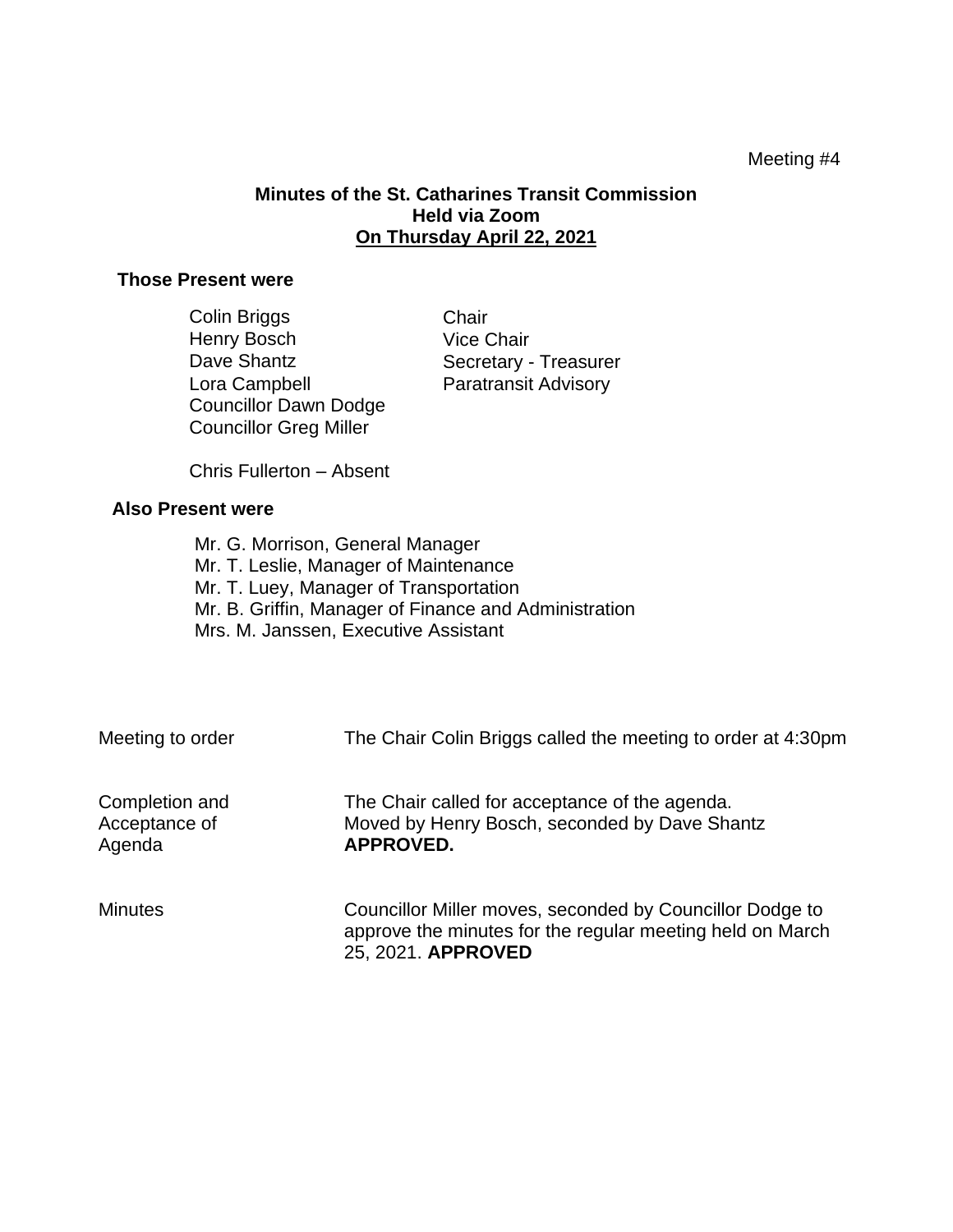Meeting #4

**Minutes of the St. Catharines Transit Commission**
**Held via Zoom**
**On Thursday April 22, 2021**

**Those Present were**

| | |
|---|---|
| Colin Briggs | Chair |
| Henry Bosch | Vice Chair |
| Dave Shantz | Secretary - Treasurer |
| Lora Campbell | Paratransit Advisory |
| Councillor Dawn Dodge | |
| Councillor Greg Miller | |

Chris Fullerton – Absent

**Also Present were**

Mr. G. Morrison, General Manager
Mr. T. Leslie, Manager of Maintenance
Mr. T. Luey, Manager of Transportation
Mr. B. Griffin, Manager of Finance and Administration
Mrs. M. Janssen, Executive Assistant

| | |
|---|---|
| Meeting to order | The Chair Colin Briggs called the meeting to order at 4:30pm |
| Completion and Acceptance of Agenda | The Chair called for acceptance of the agenda. Moved by Henry Bosch, seconded by Dave Shantz **APPROVED.** |
| Minutes | Councillor Miller moves, seconded by Councillor Dodge to approve the minutes for the regular meeting held on March 25, 2021. **APPROVED** |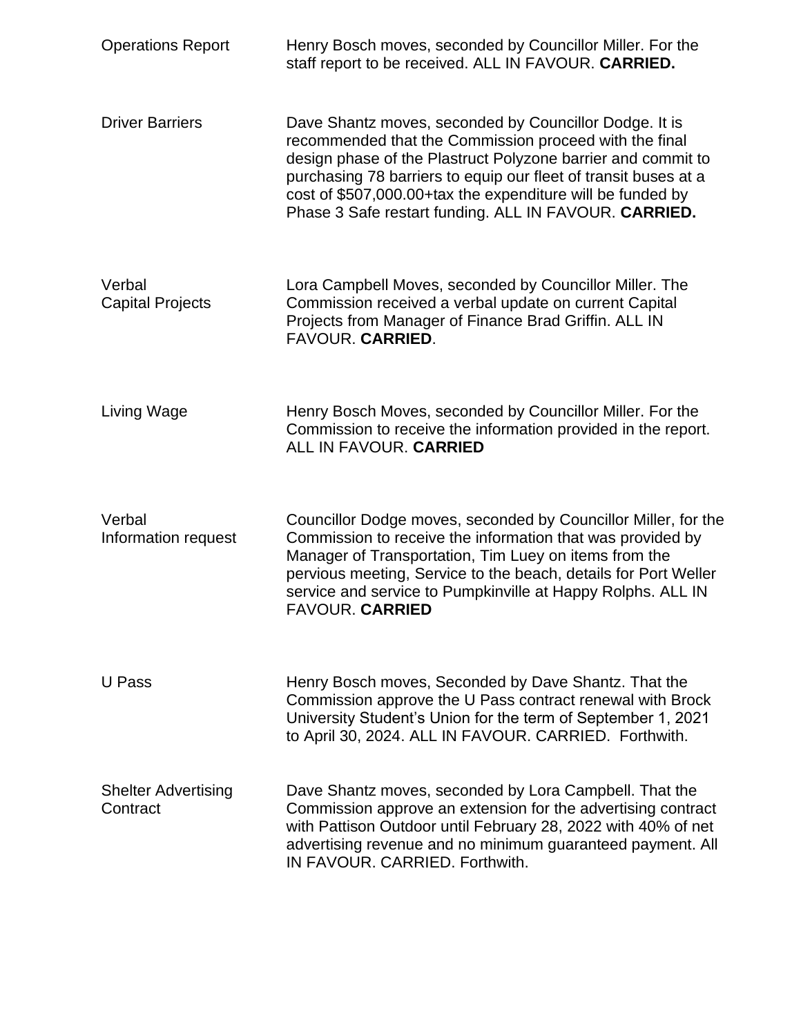| | |
|---|---|
| Operations Report | Henry Bosch moves, seconded by Councillor Miller. For the staff report to be received. ALL IN FAVOUR. **CARRIED.** |
| Driver Barriers | Dave Shantz moves, seconded by Councillor Dodge. It is recommended that the Commission proceed with the final design phase of the Plastruct Polyzone barrier and commit to purchasing 78 barriers to equip our fleet of transit buses at a cost of $507,000.00+tax the expenditure will be funded by Phase 3 Safe restart funding. ALL IN FAVOUR. **CARRIED.** |
| Verbal Capital Projects | Lora Campbell Moves, seconded by Councillor Miller. The Commission received a verbal update on current Capital Projects from Manager of Finance Brad Griffin. ALL IN FAVOUR. **CARRIED**. |
| Living Wage | Henry Bosch Moves, seconded by Councillor Miller. For the Commission to receive the information provided in the report. ALL IN FAVOUR. **CARRIED** |
| Verbal Information request | Councillor Dodge moves, seconded by Councillor Miller, for the Commission to receive the information that was provided by Manager of Transportation, Tim Luey on items from the pervious meeting, Service to the beach, details for Port Weller service and service to Pumpkinville at Happy Rolphs. ALL IN FAVOUR. **CARRIED** |
| U Pass | Henry Bosch moves, Seconded by Dave Shantz. That the Commission approve the U Pass contract renewal with Brock University Student's Union for the term of September 1, 2021 to April 30, 2024. ALL IN FAVOUR. CARRIED. Forthwith. |
| Shelter Advertising Contract | Dave Shantz moves, seconded by Lora Campbell. That the Commission approve an extension for the advertising contract with Pattison Outdoor until February 28, 2022 with 40% of net advertising revenue and no minimum guaranteed payment. All IN FAVOUR. CARRIED. Forthwith. |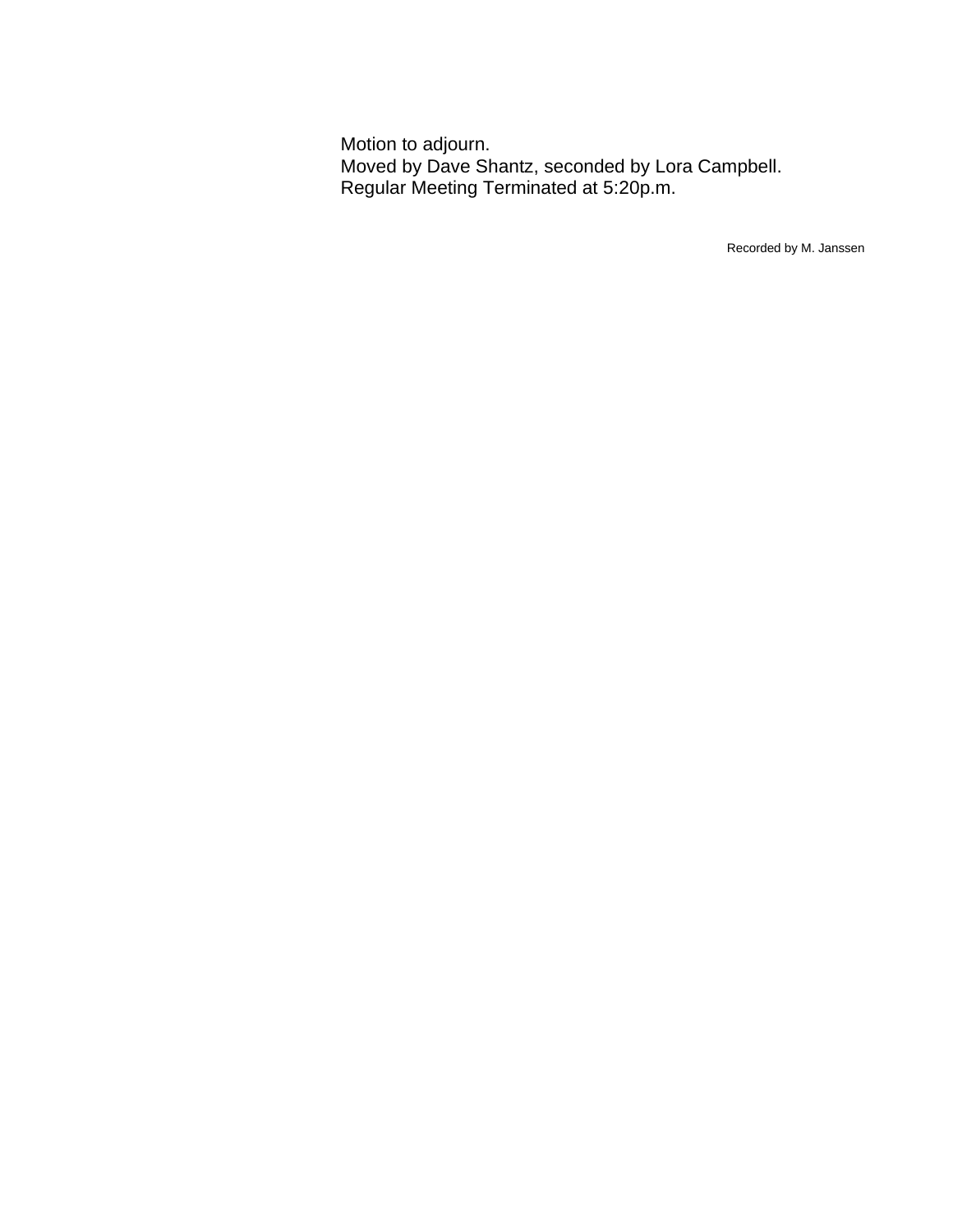Motion to adjourn.
Moved by Dave Shantz, seconded by Lora Campbell.
Regular Meeting Terminated at 5:20p.m.

Recorded by M. Janssen